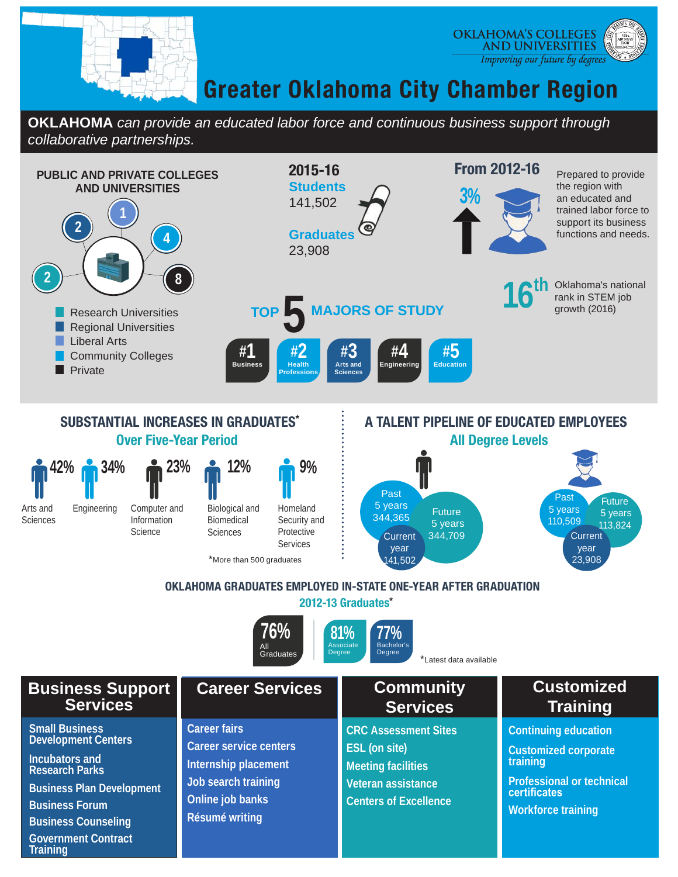OKLAHOMA'S COLLEGES AND UNIVERSITIES
*Improving our future by degrees*

# Greater Oklahoma City Chamber Region

**OKLAHOMA** *can provide an educated labor force and continuous business support through collaborative partnerships.*

## PUBLIC AND PRIVATE COLLEGES AND UNIVERSITIES

- 2 Research Universities
- 2 Regional Universities
- 1 Liberal Arts
- 4 Community Colleges
- 8 Private

## 2015-16

**Students**
141,502

**Graduates**
23,908

## From 2012-16

3% ↑

Prepared to provide the region with an educated and trained labor force to support its business functions and needs.

**16th** Oklahoma's national rank in STEM job growth (2016)

## TOP 5 MAJORS OF STUDY

- #1 Business
- #2 Health Professions
- #3 Arts and Sciences
- #4 Engineering
- #5 Education

## SUBSTANTIAL INCREASES IN GRADUATES*

### Over Five-Year Period

- 42% Arts and Sciences
- 34% Engineering
- 23% Computer and Information Science
- 12% Biological and Biomedical Sciences
- 9% Homeland Security and Protective Services

*More than 500 graduates

## A TALENT PIPELINE OF EDUCATED EMPLOYEES

### All Degree Levels

| | Students | Graduates |
|---|---|---|
| Past 5 years | 344,365 | 110,509 |
| Current year | 141,502 | 23,908 |
| Future 5 years | 344,709 | 113,824 |

## OKLAHOMA GRADUATES EMPLOYED IN-STATE ONE-YEAR AFTER GRADUATION

### 2012-13 Graduates*

- 76% All Graduates
- 81% Associate Degree
- 77% Bachelor's Degree

*Latest data available

## Business Support Services

- Small Business Development Centers
- Incubators and Research Parks
- Business Plan Development
- Business Forum
- Business Counseling
- Government Contract Training

## Career Services

- Career fairs
- Career service centers
- Internship placement
- Job search training
- Online job banks
- Résumé writing

## Community Services

- CRC Assessment Sites
- ESL (on site)
- Meeting facilities
- Veteran assistance
- Centers of Excellence

## Customized Training

- Continuing education
- Customized corporate training
- Professional or technical certificates
- Workforce training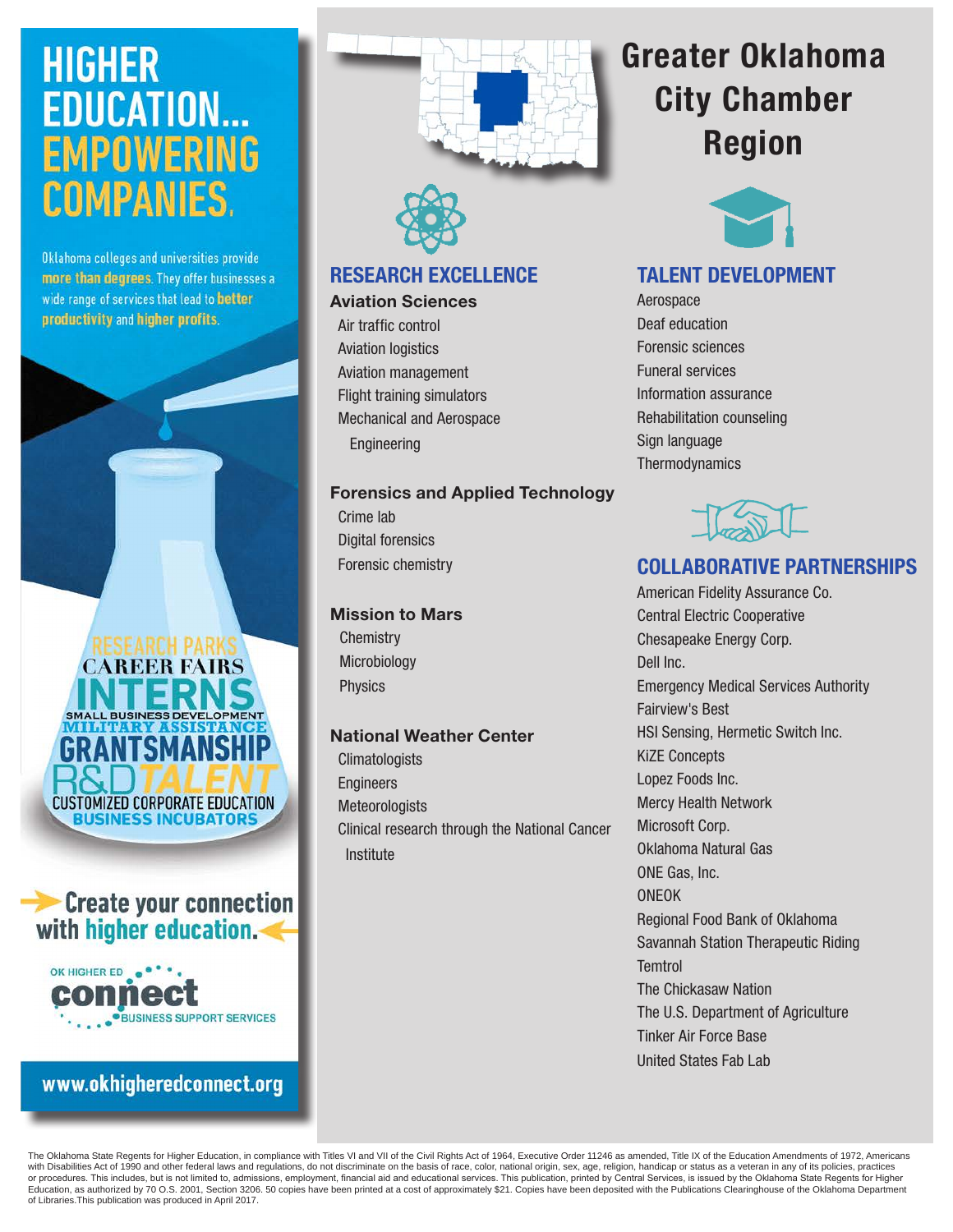# HIGHER EDUCATION... EMPOWERING COMPANIES.

Oklahoma colleges and universities provide **more than degrees**. They offer businesses a wide range of services that lead to **better productivity** and **higher profits**.

RESEARCH PARKS
CAREER FAIRS
INTERNS
SMALL BUSINESS DEVELOPMENT
MILITARY ASSISTANCE
GRANTSMANSHIP
R&D TALENT
CUSTOMIZED CORPORATE EDUCATION
BUSINESS INCUBATORS

**Create your connection with higher education.**

OK HIGHER ED connect BUSINESS SUPPORT SERVICES

www.okhigheredconnect.org

# Greater Oklahoma City Chamber Region

## RESEARCH EXCELLENCE

### Aviation Sciences

- Air traffic control
- Aviation logistics
- Aviation management
- Flight training simulators
- Mechanical and Aerospace Engineering

### Forensics and Applied Technology

- Crime lab
- Digital forensics
- Forensic chemistry

### Mission to Mars

- Chemistry
- Microbiology
- Physics

### National Weather Center

- Climatologists
- Engineers
- Meteorologists
- Clinical research through the National Cancer Institute

## TALENT DEVELOPMENT

- Aerospace
- Deaf education
- Forensic sciences
- Funeral services
- Information assurance
- Rehabilitation counseling
- Sign language
- Thermodynamics

## COLLABORATIVE PARTNERSHIPS

- American Fidelity Assurance Co.
- Central Electric Cooperative
- Chesapeake Energy Corp.
- Dell Inc.
- Emergency Medical Services Authority
- Fairview's Best
- HSI Sensing, Hermetic Switch Inc.
- KiZE Concepts
- Lopez Foods Inc.
- Mercy Health Network
- Microsoft Corp.
- Oklahoma Natural Gas
- ONE Gas, Inc.
- ONEOK
- Regional Food Bank of Oklahoma
- Savannah Station Therapeutic Riding
- Temtrol
- The Chickasaw Nation
- The U.S. Department of Agriculture
- Tinker Air Force Base
- United States Fab Lab

The Oklahoma State Regents for Higher Education, in compliance with Titles VI and VII of the Civil Rights Act of 1964, Executive Order 11246 as amended, Title IX of the Education Amendments of 1972, Americans with Disabilities Act of 1990 and other federal laws and regulations, do not discriminate on the basis of race, color, national origin, sex, age, religion, handicap or status as a veteran in any of its policies, practices or procedures. This includes, but is not limited to, admissions, employment, financial aid and educational services. This publication, printed by Central Services, is issued by the Oklahoma State Regents for Higher Education, as authorized by 70 O.S. 2001, Section 3206. 50 copies have been printed at a cost of approximately $21. Copies have been deposited with the Publications Clearinghouse of the Oklahoma Department of Libraries.This publication was produced in April 2017.